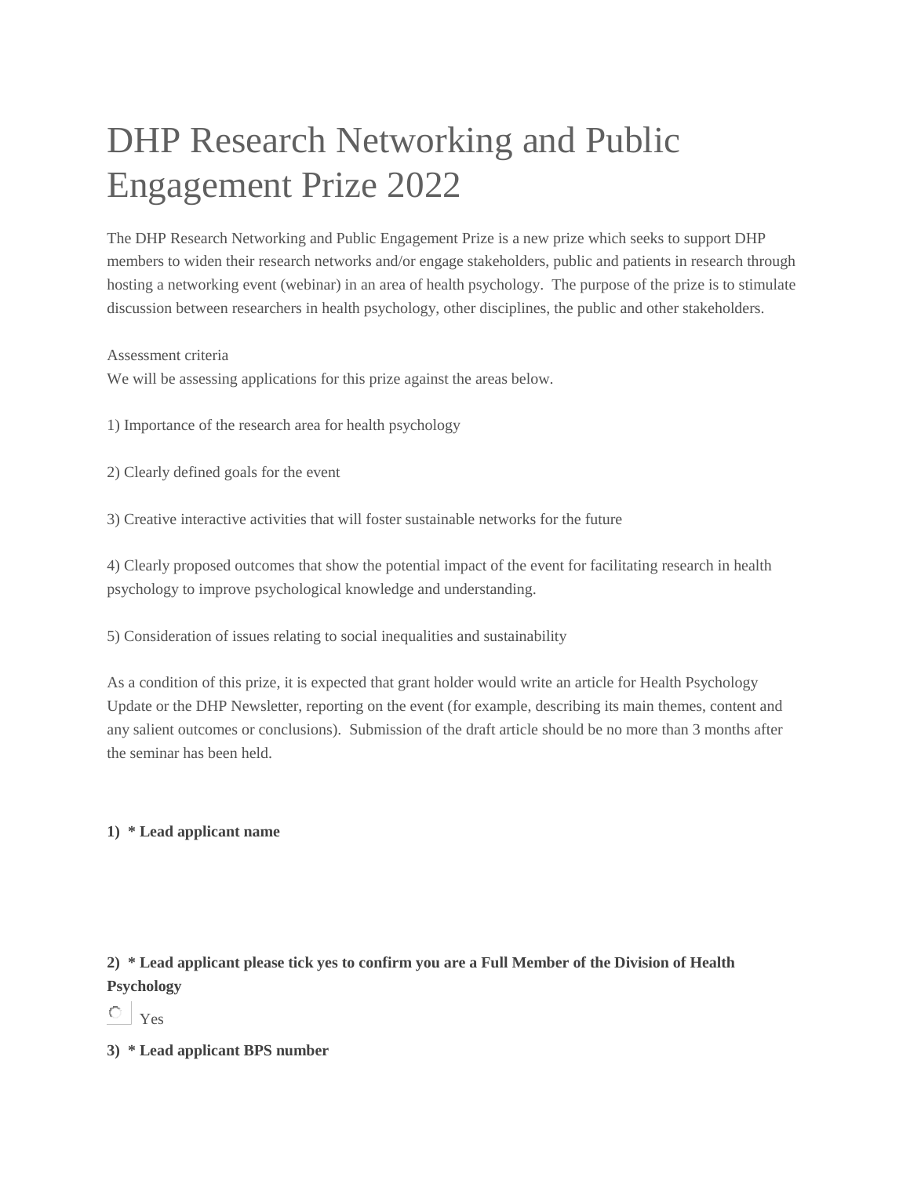# DHP Research Networking and Public Engagement Prize 2022

The DHP Research Networking and Public Engagement Prize is a new prize which seeks to support DHP members to widen their research networks and/or engage stakeholders, public and patients in research through hosting a networking event (webinar) in an area of health psychology.  The purpose of the prize is to stimulate discussion between researchers in health psychology, other disciplines, the public and other stakeholders.

Assessment criteria
We will be assessing applications for this prize against the areas below.

1) Importance of the research area for health psychology

2) Clearly defined goals for the event

3) Creative interactive activities that will foster sustainable networks for the future

4) Clearly proposed outcomes that show the potential impact of the event for facilitating research in health psychology to improve psychological knowledge and understanding.

5) Consideration of issues relating to social inequalities and sustainability

As a condition of this prize, it is expected that grant holder would write an article for Health Psychology Update or the DHP Newsletter, reporting on the event (for example, describing its main themes, content and any salient outcomes or conclusions).  Submission of the draft article should be no more than 3 months after the seminar has been held.

**1)  * Lead applicant name**

**2)  * Lead applicant please tick yes to confirm you are a Full Member of the Division of Health Psychology**

Yes

**3)  * Lead applicant BPS number**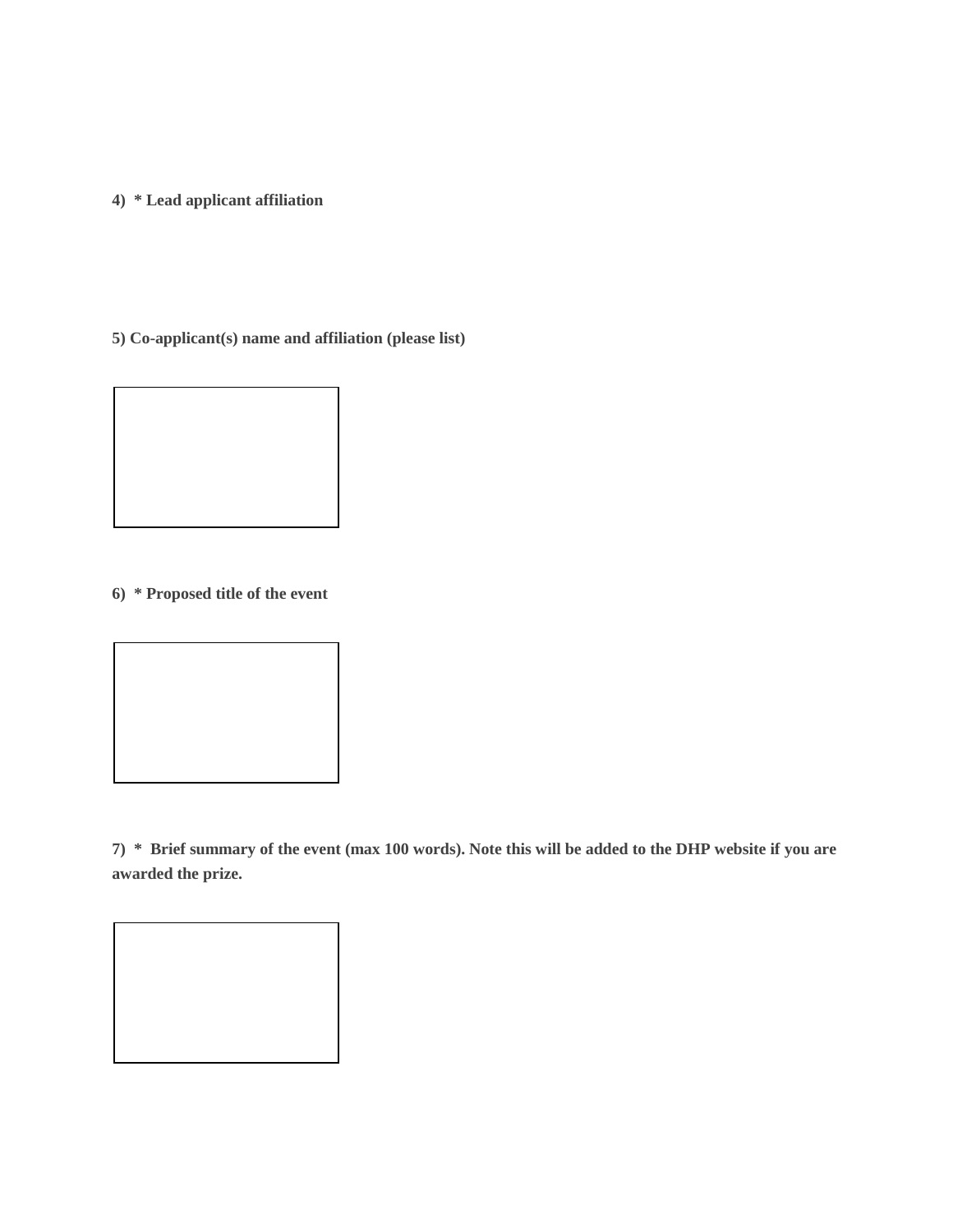**4) * Lead applicant affiliation**

**5) Co-applicant(s) name and affiliation (please list)**

**6) * Proposed title of the event**

**7) * Brief summary of the event (max 100 words). Note this will be added to the DHP website if you are awarded the prize.**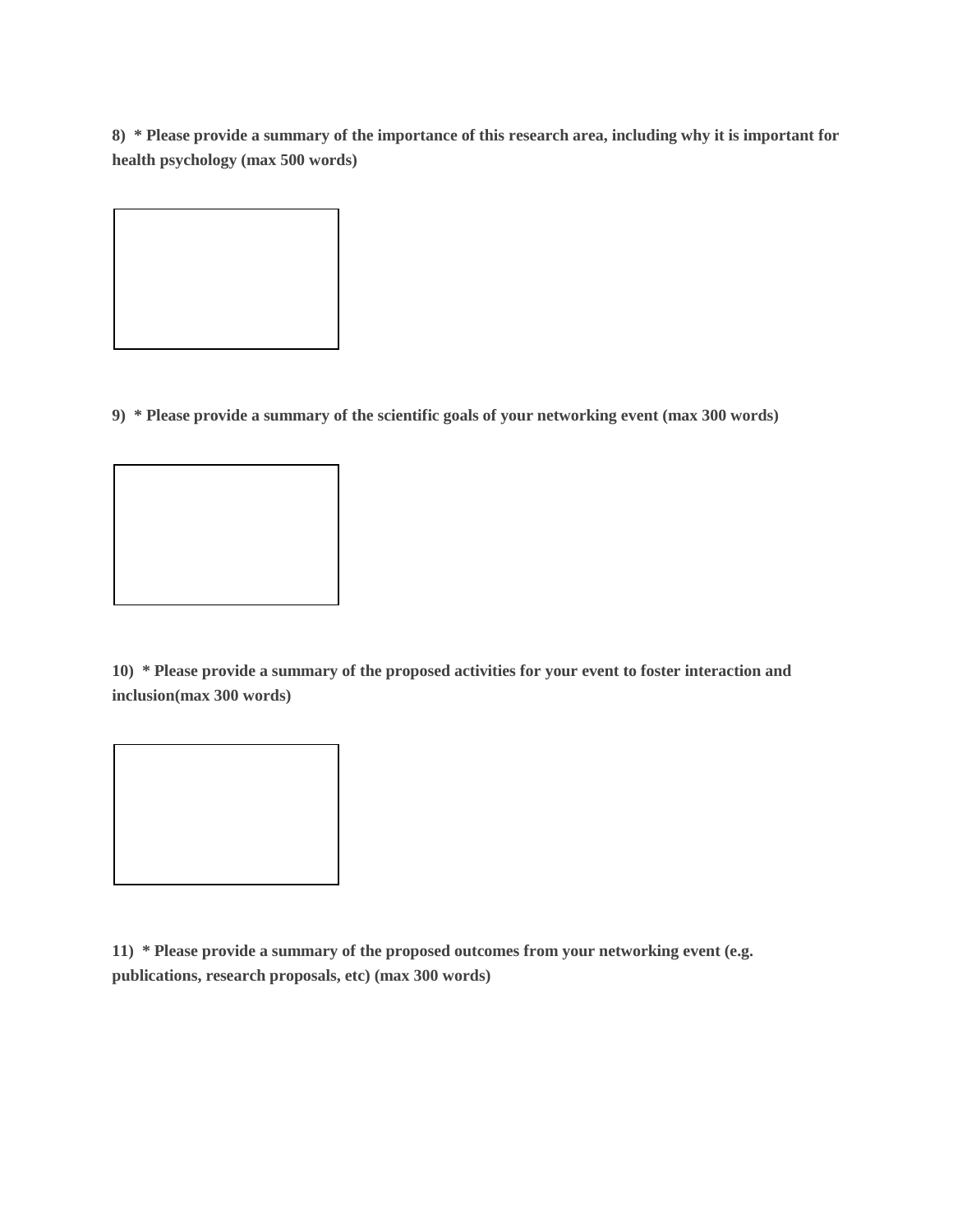**8) * Please provide a summary of the importance of this research area, including why it is important for health psychology (max 500 words)**

**9) * Please provide a summary of the scientific goals of your networking event (max 300 words)**

**10) * Please provide a summary of the proposed activities for your event to foster interaction and inclusion(max 300 words)**

**11) * Please provide a summary of the proposed outcomes from your networking event (e.g. publications, research proposals, etc) (max 300 words)**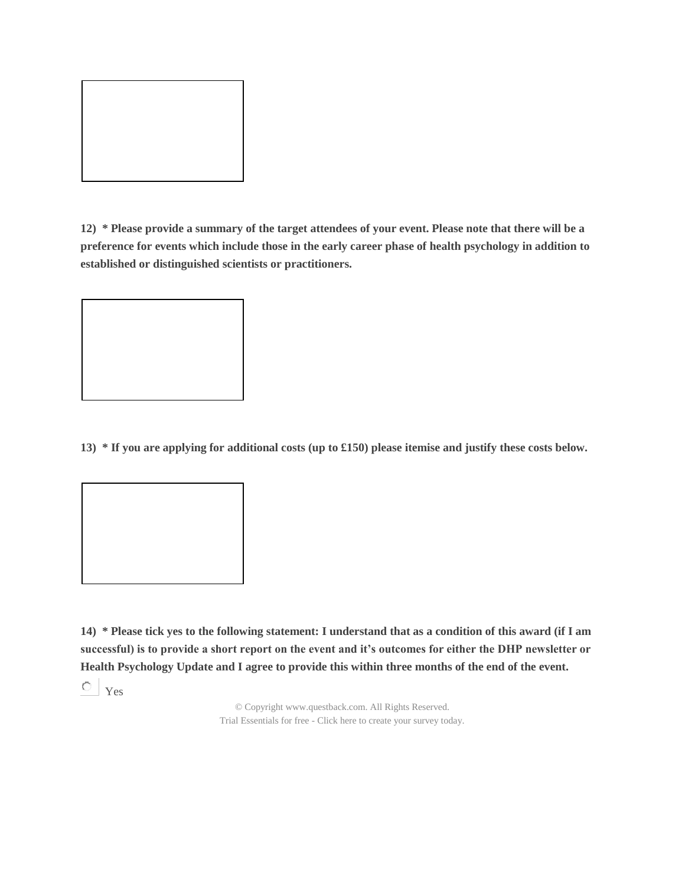**12) * Please provide a summary of the target attendees of your event. Please note that there will be a preference for events which include those in the early career phase of health psychology in addition to established or distinguished scientists or practitioners.**

**13) * If you are applying for additional costs (up to £150) please itemise and justify these costs below.**

**14) * Please tick yes to the following statement: I understand that as a condition of this award (if I am successful) is to provide a short report on the event and it's outcomes for either the DHP newsletter or Health Psychology Update and I agree to provide this within three months of the end of the event.**

○ Yes

© Copyright www.questback.com. All Rights Reserved.
Trial Essentials for free - Click here to create your survey today.